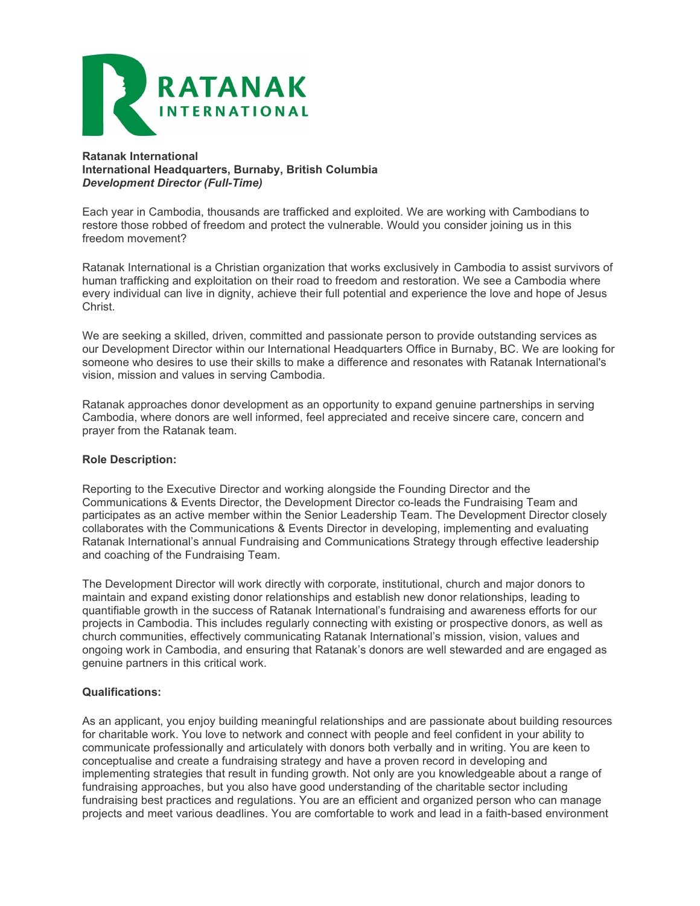**Ratanak International**
**International Headquarters, Burnaby, British Columbia**
***Development Director (Full-Time)***

Each year in Cambodia, thousands are trafficked and exploited. We are working with Cambodians to restore those robbed of freedom and protect the vulnerable. Would you consider joining us in this freedom movement?

Ratanak International is a Christian organization that works exclusively in Cambodia to assist survivors of human trafficking and exploitation on their road to freedom and restoration. We see a Cambodia where every individual can live in dignity, achieve their full potential and experience the love and hope of Jesus Christ.

We are seeking a skilled, driven, committed and passionate person to provide outstanding services as our Development Director within our International Headquarters Office in Burnaby, BC. We are looking for someone who desires to use their skills to make a difference and resonates with Ratanak International's vision, mission and values in serving Cambodia.

Ratanak approaches donor development as an opportunity to expand genuine partnerships in serving Cambodia, where donors are well informed, feel appreciated and receive sincere care, concern and prayer from the Ratanak team.

**Role Description:**

Reporting to the Executive Director and working alongside the Founding Director and the Communications & Events Director, the Development Director co-leads the Fundraising Team and participates as an active member within the Senior Leadership Team. The Development Director closely collaborates with the Communications & Events Director in developing, implementing and evaluating Ratanak International's annual Fundraising and Communications Strategy through effective leadership and coaching of the Fundraising Team.

The Development Director will work directly with corporate, institutional, church and major donors to maintain and expand existing donor relationships and establish new donor relationships, leading to quantifiable growth in the success of Ratanak International's fundraising and awareness efforts for our projects in Cambodia. This includes regularly connecting with existing or prospective donors, as well as church communities, effectively communicating Ratanak International's mission, vision, values and ongoing work in Cambodia, and ensuring that Ratanak's donors are well stewarded and are engaged as genuine partners in this critical work.

**Qualifications:**

As an applicant, you enjoy building meaningful relationships and are passionate about building resources for charitable work. You love to network and connect with people and feel confident in your ability to communicate professionally and articulately with donors both verbally and in writing. You are keen to conceptualise and create a fundraising strategy and have a proven record in developing and implementing strategies that result in funding growth. Not only are you knowledgeable about a range of fundraising approaches, but you also have good understanding of the charitable sector including fundraising best practices and regulations. You are an efficient and organized person who can manage projects and meet various deadlines. You are comfortable to work and lead in a faith-based environment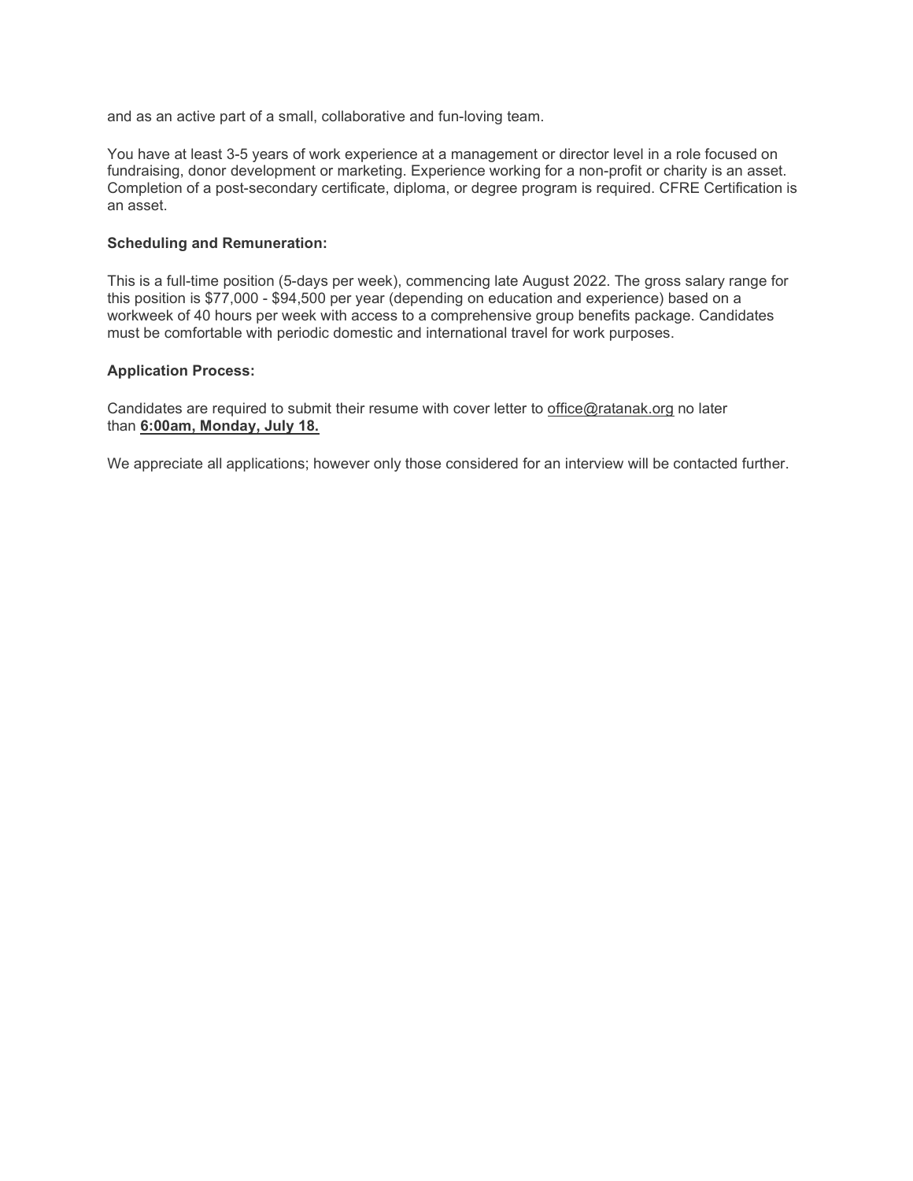and as an active part of a small, collaborative and fun-loving team.

You have at least 3-5 years of work experience at a management or director level in a role focused on fundraising, donor development or marketing. Experience working for a non-profit or charity is an asset. Completion of a post-secondary certificate, diploma, or degree program is required. CFRE Certification is an asset.

**Scheduling and Remuneration:**

This is a full-time position (5-days per week), commencing late August 2022. The gross salary range for this position is $77,000 - $94,500 per year (depending on education and experience) based on a workweek of 40 hours per week with access to a comprehensive group benefits package. Candidates must be comfortable with periodic domestic and international travel for work purposes.

**Application Process:**

Candidates are required to submit their resume with cover letter to office@ratanak.org no later than **6:00am, Monday, July 18.**

We appreciate all applications; however only those considered for an interview will be contacted further.